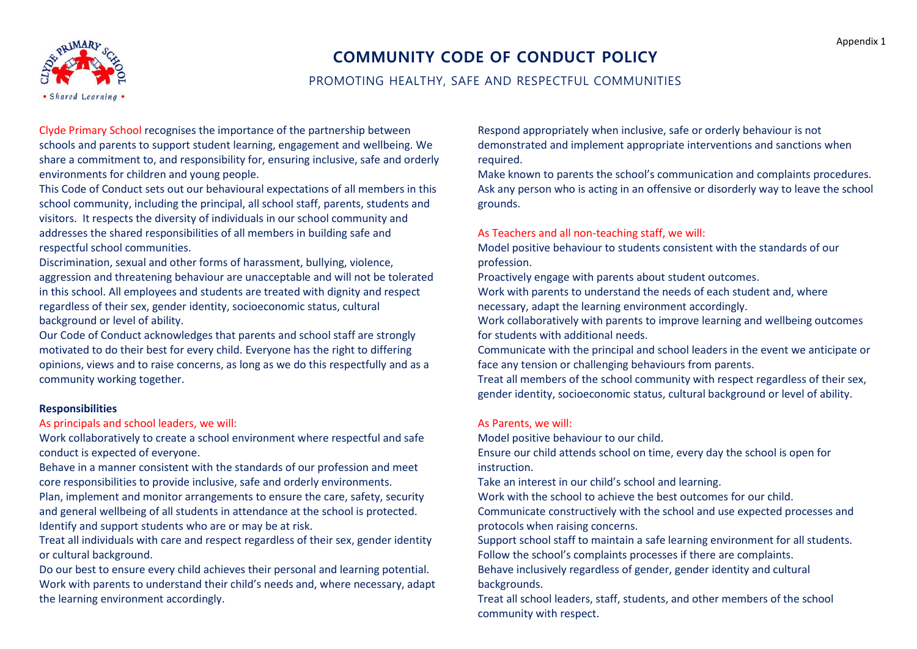Appendix 1

# COMMUNITY CODE OF CONDUCT POLICY

## PROMOTING HEALTHY, SAFE AND RESPECTFUL COMMUNITIES

Clyde Primary School recognises the importance of the partnership between schools and parents to support student learning, engagement and wellbeing. We share a commitment to, and responsibility for, ensuring inclusive, safe and orderly environments for children and young people.

This Code of Conduct sets out our behavioural expectations of all members in this school community, including the principal, all school staff, parents, students and visitors. It respects the diversity of individuals in our school community and addresses the shared responsibilities of all members in building safe and respectful school communities.

Discrimination, sexual and other forms of harassment, bullying, violence, aggression and threatening behaviour are unacceptable and will not be tolerated in this school. All employees and students are treated with dignity and respect regardless of their sex, gender identity, socioeconomic status, cultural background or level of ability.

Our Code of Conduct acknowledges that parents and school staff are strongly motivated to do their best for every child. Everyone has the right to differing opinions, views and to raise concerns, as long as we do this respectfully and as a community working together.

**Responsibilities**

As principals and school leaders, we will:

Work collaboratively to create a school environment where respectful and safe conduct is expected of everyone.

Behave in a manner consistent with the standards of our profession and meet core responsibilities to provide inclusive, safe and orderly environments.

Plan, implement and monitor arrangements to ensure the care, safety, security and general wellbeing of all students in attendance at the school is protected.

Identify and support students who are or may be at risk.

Treat all individuals with care and respect regardless of their sex, gender identity or cultural background.

Do our best to ensure every child achieves their personal and learning potential.

Work with parents to understand their child's needs and, where necessary, adapt the learning environment accordingly.

Respond appropriately when inclusive, safe or orderly behaviour is not demonstrated and implement appropriate interventions and sanctions when required.

Make known to parents the school's communication and complaints procedures.

Ask any person who is acting in an offensive or disorderly way to leave the school grounds.

As Teachers and all non-teaching staff, we will:

Model positive behaviour to students consistent with the standards of our profession.

Proactively engage with parents about student outcomes.

Work with parents to understand the needs of each student and, where necessary, adapt the learning environment accordingly.

Work collaboratively with parents to improve learning and wellbeing outcomes for students with additional needs.

Communicate with the principal and school leaders in the event we anticipate or face any tension or challenging behaviours from parents.

Treat all members of the school community with respect regardless of their sex, gender identity, socioeconomic status, cultural background or level of ability.

As Parents, we will:

Model positive behaviour to our child.

Ensure our child attends school on time, every day the school is open for instruction.

Take an interest in our child's school and learning.

Work with the school to achieve the best outcomes for our child.

Communicate constructively with the school and use expected processes and protocols when raising concerns.

Support school staff to maintain a safe learning environment for all students.

Follow the school's complaints processes if there are complaints.

Behave inclusively regardless of gender, gender identity and cultural backgrounds.

Treat all school leaders, staff, students, and other members of the school community with respect.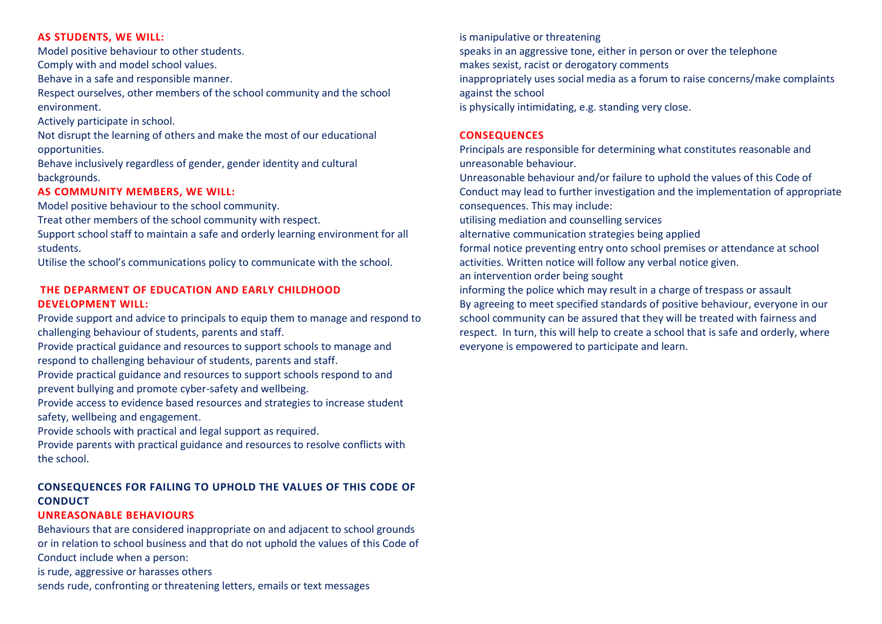## AS STUDENTS, WE WILL:

Model positive behaviour to other students.
Comply with and model school values.
Behave in a safe and responsible manner.
Respect ourselves, other members of the school community and the school environment.
Actively participate in school.
Not disrupt the learning of others and make the most of our educational opportunities.
Behave inclusively regardless of gender, gender identity and cultural backgrounds.

## AS COMMUNITY MEMBERS, WE WILL:

Model positive behaviour to the school community.
Treat other members of the school community with respect.
Support school staff to maintain a safe and orderly learning environment for all students.
Utilise the school's communications policy to communicate with the school.

## THE DEPARMENT OF EDUCATION AND EARLY CHILDHOOD DEVELOPMENT WILL:

Provide support and advice to principals to equip them to manage and respond to challenging behaviour of students, parents and staff.
Provide practical guidance and resources to support schools to manage and respond to challenging behaviour of students, parents and staff.
Provide practical guidance and resources to support schools respond to and prevent bullying and promote cyber-safety and wellbeing.
Provide access to evidence based resources and strategies to increase student safety, wellbeing and engagement.
Provide schools with practical and legal support as required.
Provide parents with practical guidance and resources to resolve conflicts with the school.

## CONSEQUENCES FOR FAILING TO UPHOLD THE VALUES OF THIS CODE OF CONDUCT

### UNREASONABLE BEHAVIOURS

Behaviours that are considered inappropriate on and adjacent to school grounds or in relation to school business and that do not uphold the values of this Code of Conduct include when a person:
is rude, aggressive or harasses others
sends rude, confronting or threatening letters, emails or text messages
is manipulative or threatening
speaks in an aggressive tone, either in person or over the telephone
makes sexist, racist or derogatory comments
inappropriately uses social media as a forum to raise concerns/make complaints against the school
is physically intimidating, e.g. standing very close.

### CONSEQUENCES

Principals are responsible for determining what constitutes reasonable and unreasonable behaviour.
Unreasonable behaviour and/or failure to uphold the values of this Code of Conduct may lead to further investigation and the implementation of appropriate consequences. This may include:
utilising mediation and counselling services
alternative communication strategies being applied
formal notice preventing entry onto school premises or attendance at school activities. Written notice will follow any verbal notice given.
an intervention order being sought
informing the police which may result in a charge of trespass or assault
By agreeing to meet specified standards of positive behaviour, everyone in our school community can be assured that they will be treated with fairness and respect. In turn, this will help to create a school that is safe and orderly, where everyone is empowered to participate and learn.